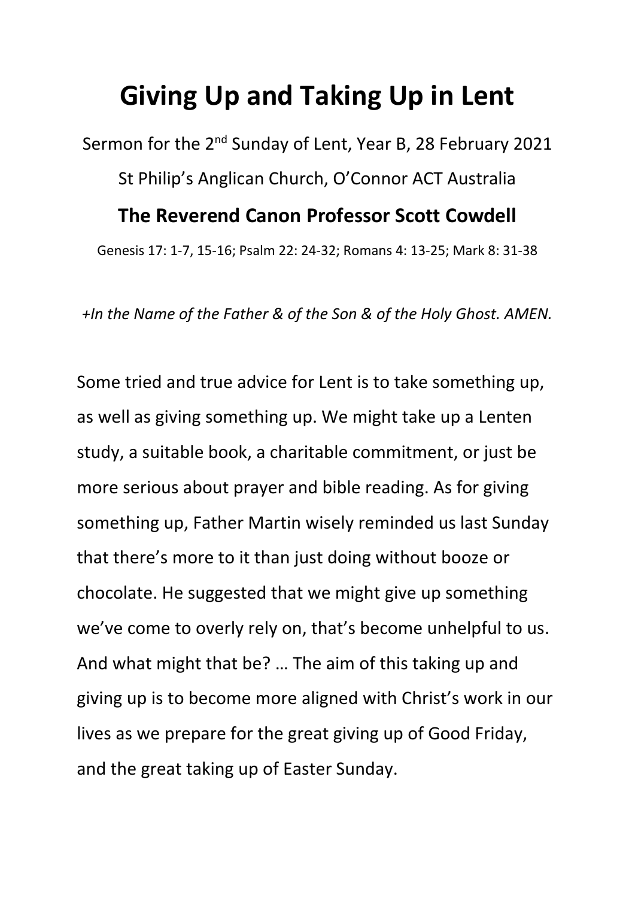# Giving Up and Taking Up in Lent

Sermon for the 2nd Sunday of Lent, Year B, 28 February 2021

St Philip's Anglican Church, O'Connor ACT Australia

**The Reverend Canon Professor Scott Cowdell**

Genesis 17: 1-7, 15-16; Psalm 22: 24-32; Romans 4: 13-25; Mark 8: 31-38

*+In the Name of the Father & of the Son & of the Holy Ghost. AMEN.*

Some tried and true advice for Lent is to take something up, as well as giving something up. We might take up a Lenten study, a suitable book, a charitable commitment, or just be more serious about prayer and bible reading. As for giving something up, Father Martin wisely reminded us last Sunday that there's more to it than just doing without booze or chocolate. He suggested that we might give up something we've come to overly rely on, that's become unhelpful to us. And what might that be? … The aim of this taking up and giving up is to become more aligned with Christ's work in our lives as we prepare for the great giving up of Good Friday, and the great taking up of Easter Sunday.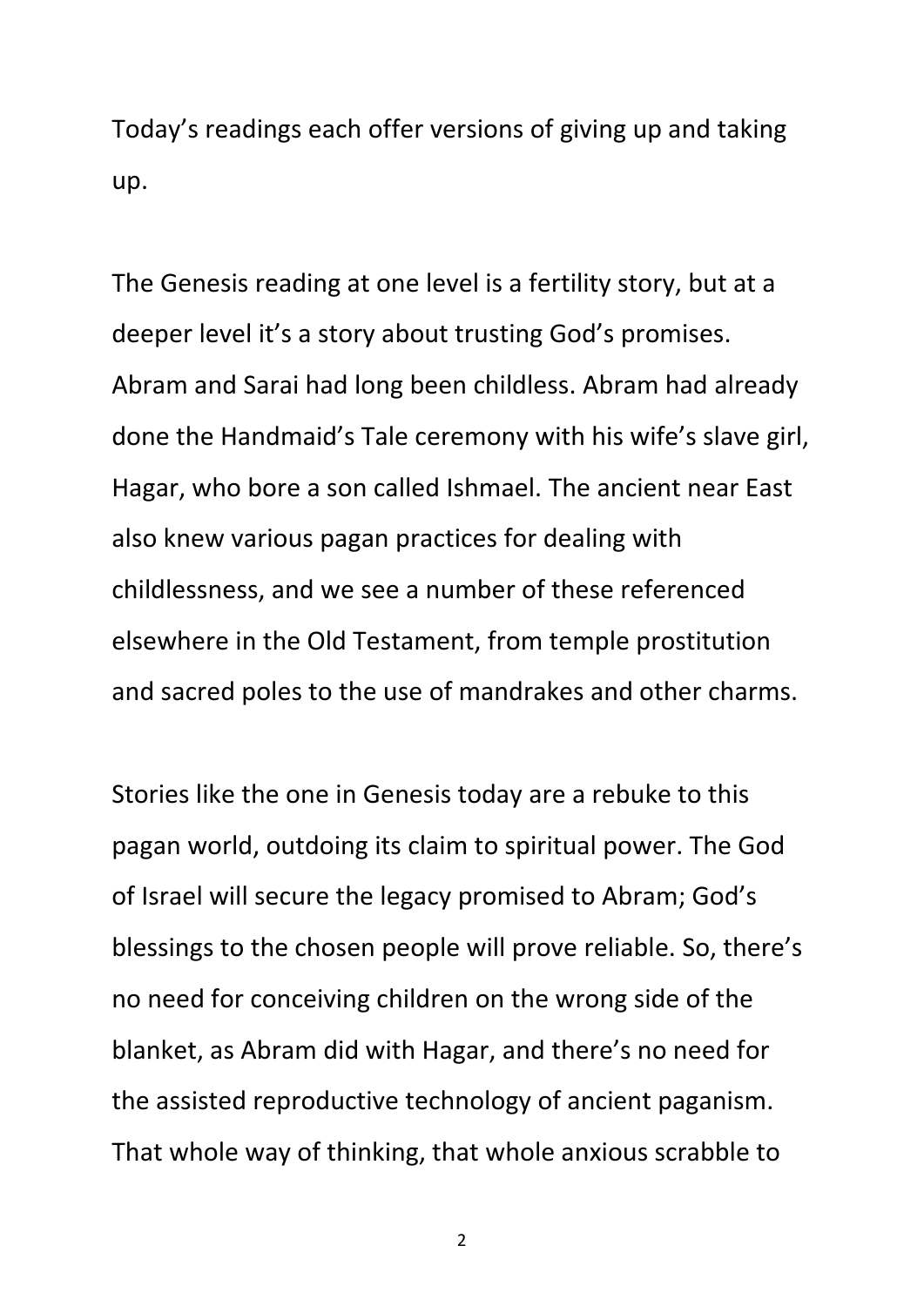Today's readings each offer versions of giving up and taking up.

The Genesis reading at one level is a fertility story, but at a deeper level it's a story about trusting God's promises. Abram and Sarai had long been childless. Abram had already done the Handmaid's Tale ceremony with his wife's slave girl, Hagar, who bore a son called Ishmael. The ancient near East also knew various pagan practices for dealing with childlessness, and we see a number of these referenced elsewhere in the Old Testament, from temple prostitution and sacred poles to the use of mandrakes and other charms.

Stories like the one in Genesis today are a rebuke to this pagan world, outdoing its claim to spiritual power. The God of Israel will secure the legacy promised to Abram; God's blessings to the chosen people will prove reliable. So, there's no need for conceiving children on the wrong side of the blanket, as Abram did with Hagar, and there's no need for the assisted reproductive technology of ancient paganism. That whole way of thinking, that whole anxious scrabble to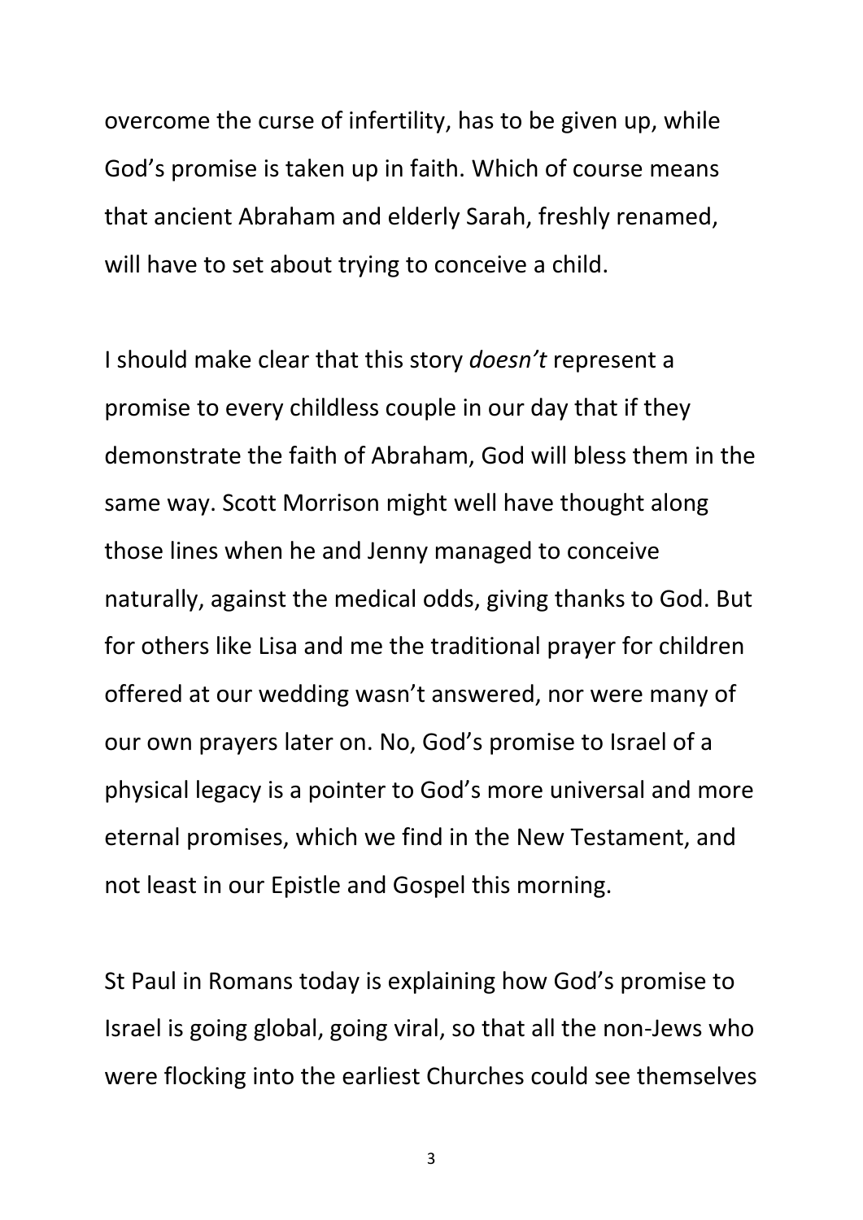overcome the curse of infertility, has to be given up, while God's promise is taken up in faith. Which of course means that ancient Abraham and elderly Sarah, freshly renamed, will have to set about trying to conceive a child.

I should make clear that this story *doesn't* represent a promise to every childless couple in our day that if they demonstrate the faith of Abraham, God will bless them in the same way. Scott Morrison might well have thought along those lines when he and Jenny managed to conceive naturally, against the medical odds, giving thanks to God. But for others like Lisa and me the traditional prayer for children offered at our wedding wasn't answered, nor were many of our own prayers later on. No, God's promise to Israel of a physical legacy is a pointer to God's more universal and more eternal promises, which we find in the New Testament, and not least in our Epistle and Gospel this morning.

St Paul in Romans today is explaining how God's promise to Israel is going global, going viral, so that all the non-Jews who were flocking into the earliest Churches could see themselves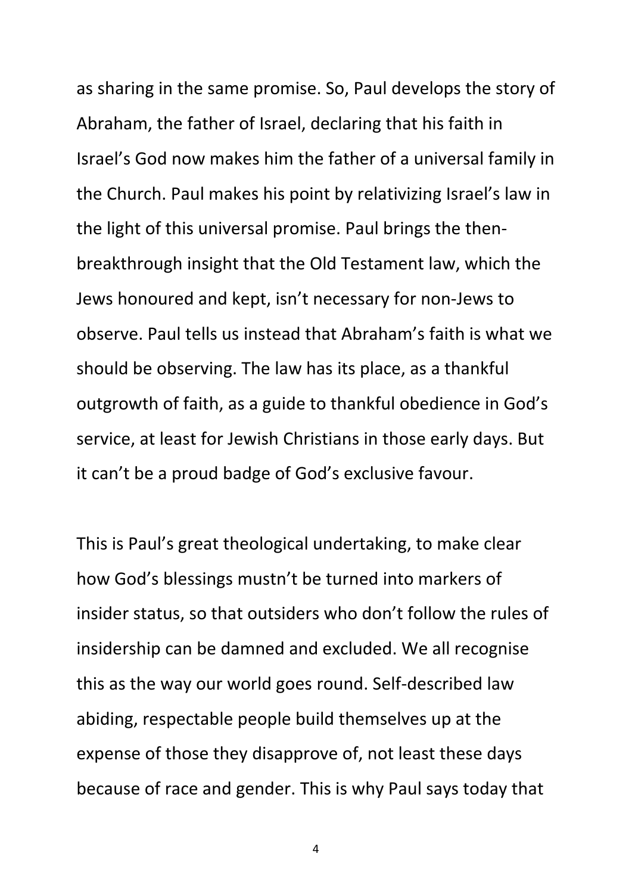as sharing in the same promise. So, Paul develops the story of Abraham, the father of Israel, declaring that his faith in Israel's God now makes him the father of a universal family in the Church. Paul makes his point by relativizing Israel's law in the light of this universal promise. Paul brings the then-breakthrough insight that the Old Testament law, which the Jews honoured and kept, isn't necessary for non-Jews to observe. Paul tells us instead that Abraham's faith is what we should be observing. The law has its place, as a thankful outgrowth of faith, as a guide to thankful obedience in God's service, at least for Jewish Christians in those early days. But it can't be a proud badge of God's exclusive favour.

This is Paul's great theological undertaking, to make clear how God's blessings mustn't be turned into markers of insider status, so that outsiders who don't follow the rules of insidership can be damned and excluded. We all recognise this as the way our world goes round. Self-described law abiding, respectable people build themselves up at the expense of those they disapprove of, not least these days because of race and gender. This is why Paul says today that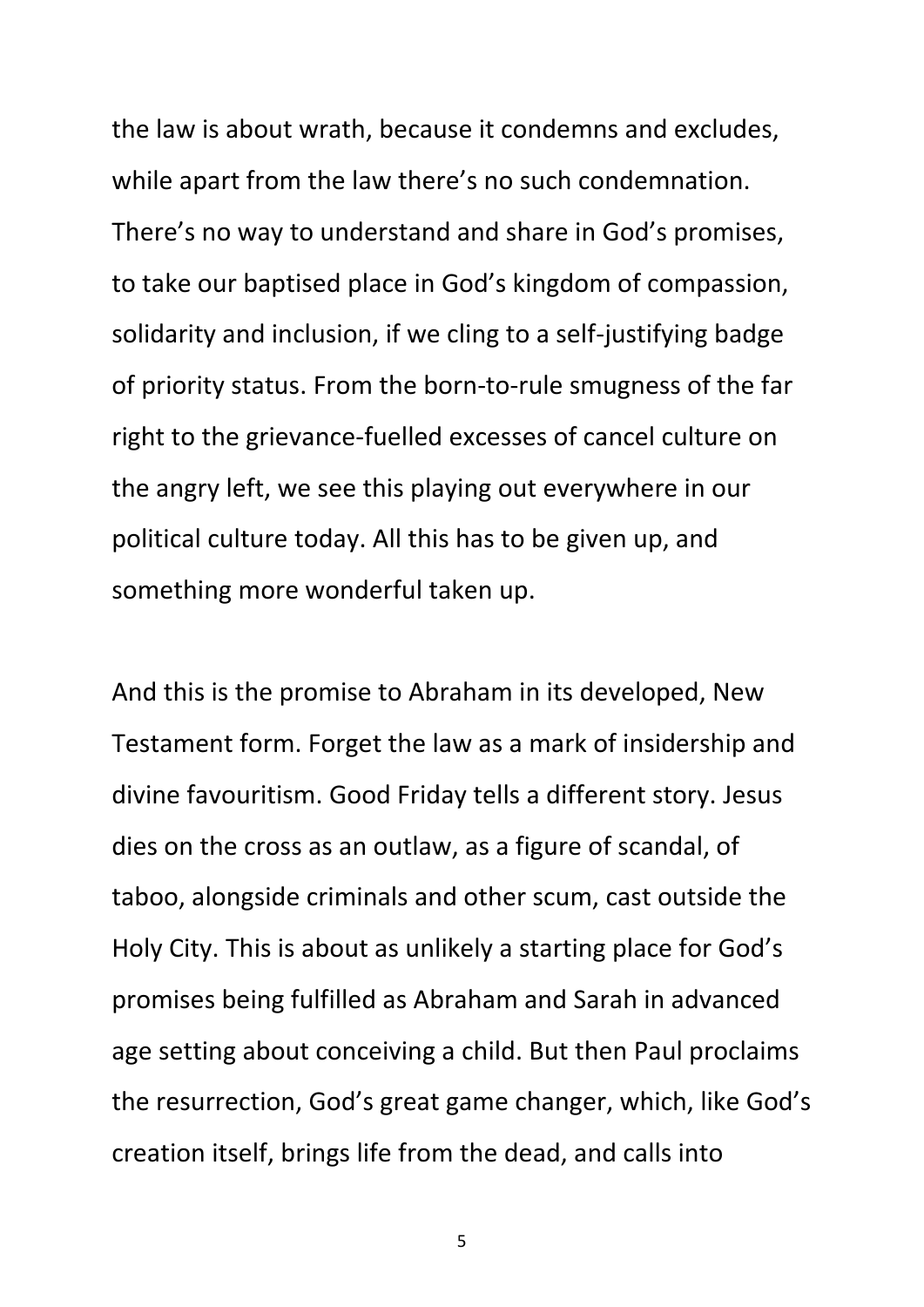the law is about wrath, because it condemns and excludes, while apart from the law there's no such condemnation. There's no way to understand and share in God's promises, to take our baptised place in God's kingdom of compassion, solidarity and inclusion, if we cling to a self-justifying badge of priority status. From the born-to-rule smugness of the far right to the grievance-fuelled excesses of cancel culture on the angry left, we see this playing out everywhere in our political culture today. All this has to be given up, and something more wonderful taken up.

And this is the promise to Abraham in its developed, New Testament form. Forget the law as a mark of insidership and divine favouritism. Good Friday tells a different story. Jesus dies on the cross as an outlaw, as a figure of scandal, of taboo, alongside criminals and other scum, cast outside the Holy City. This is about as unlikely a starting place for God's promises being fulfilled as Abraham and Sarah in advanced age setting about conceiving a child. But then Paul proclaims the resurrection, God's great game changer, which, like God's creation itself, brings life from the dead, and calls into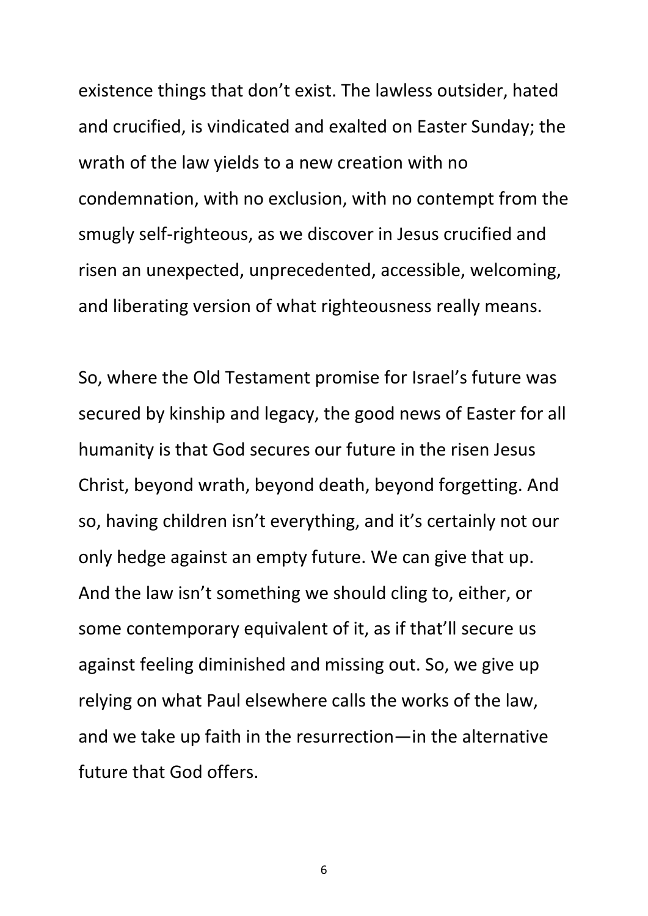existence things that don't exist. The lawless outsider, hated and crucified, is vindicated and exalted on Easter Sunday; the wrath of the law yields to a new creation with no condemnation, with no exclusion, with no contempt from the smugly self-righteous, as we discover in Jesus crucified and risen an unexpected, unprecedented, accessible, welcoming, and liberating version of what righteousness really means.

So, where the Old Testament promise for Israel's future was secured by kinship and legacy, the good news of Easter for all humanity is that God secures our future in the risen Jesus Christ, beyond wrath, beyond death, beyond forgetting. And so, having children isn't everything, and it's certainly not our only hedge against an empty future. We can give that up. And the law isn't something we should cling to, either, or some contemporary equivalent of it, as if that'll secure us against feeling diminished and missing out. So, we give up relying on what Paul elsewhere calls the works of the law, and we take up faith in the resurrection—in the alternative future that God offers.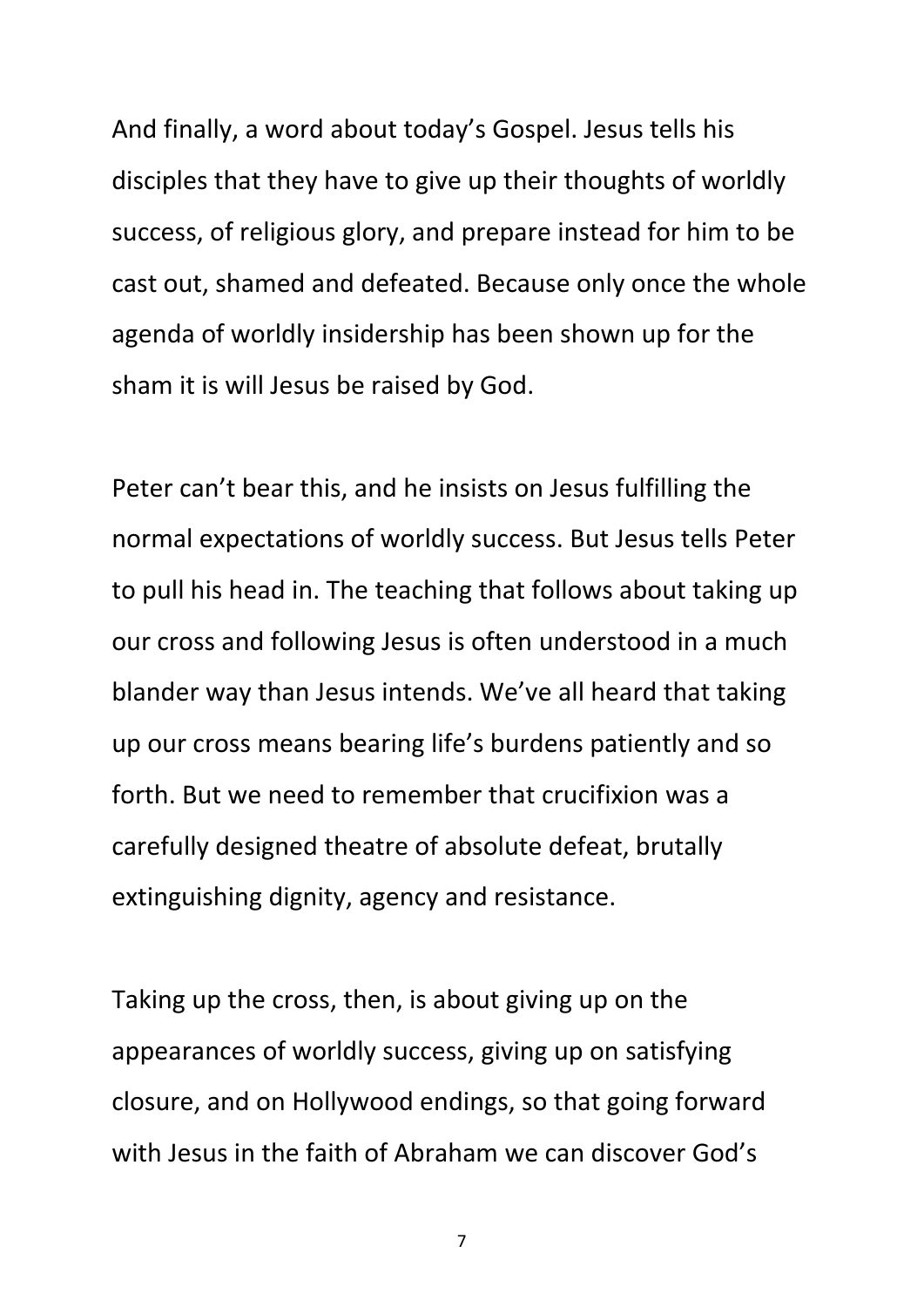And finally, a word about today's Gospel. Jesus tells his disciples that they have to give up their thoughts of worldly success, of religious glory, and prepare instead for him to be cast out, shamed and defeated. Because only once the whole agenda of worldly insidership has been shown up for the sham it is will Jesus be raised by God.

Peter can't bear this, and he insists on Jesus fulfilling the normal expectations of worldly success. But Jesus tells Peter to pull his head in. The teaching that follows about taking up our cross and following Jesus is often understood in a much blander way than Jesus intends. We've all heard that taking up our cross means bearing life's burdens patiently and so forth. But we need to remember that crucifixion was a carefully designed theatre of absolute defeat, brutally extinguishing dignity, agency and resistance.

Taking up the cross, then, is about giving up on the appearances of worldly success, giving up on satisfying closure, and on Hollywood endings, so that going forward with Jesus in the faith of Abraham we can discover God's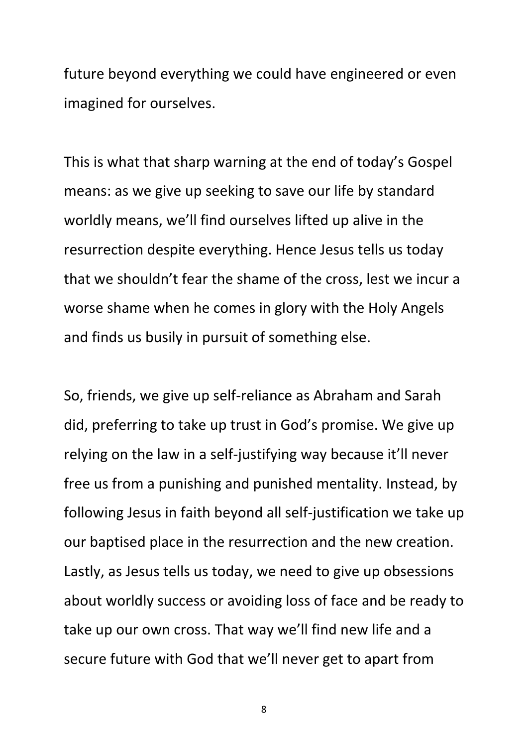future beyond everything we could have engineered or even imagined for ourselves.

This is what that sharp warning at the end of today's Gospel means: as we give up seeking to save our life by standard worldly means, we'll find ourselves lifted up alive in the resurrection despite everything. Hence Jesus tells us today that we shouldn't fear the shame of the cross, lest we incur a worse shame when he comes in glory with the Holy Angels and finds us busily in pursuit of something else.

So, friends, we give up self-reliance as Abraham and Sarah did, preferring to take up trust in God's promise. We give up relying on the law in a self-justifying way because it'll never free us from a punishing and punished mentality. Instead, by following Jesus in faith beyond all self-justification we take up our baptised place in the resurrection and the new creation. Lastly, as Jesus tells us today, we need to give up obsessions about worldly success or avoiding loss of face and be ready to take up our own cross. That way we'll find new life and a secure future with God that we'll never get to apart from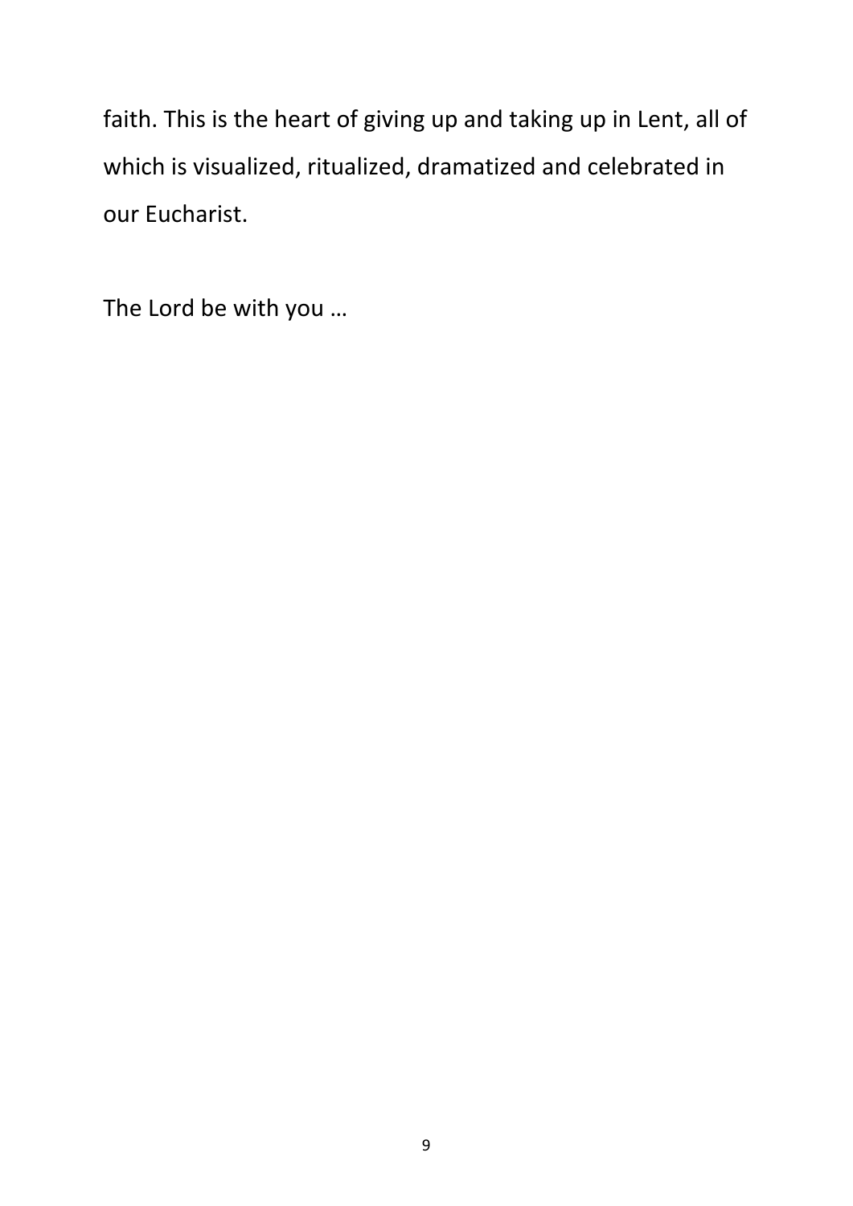faith. This is the heart of giving up and taking up in Lent, all of which is visualized, ritualized, dramatized and celebrated in our Eucharist.

The Lord be with you …